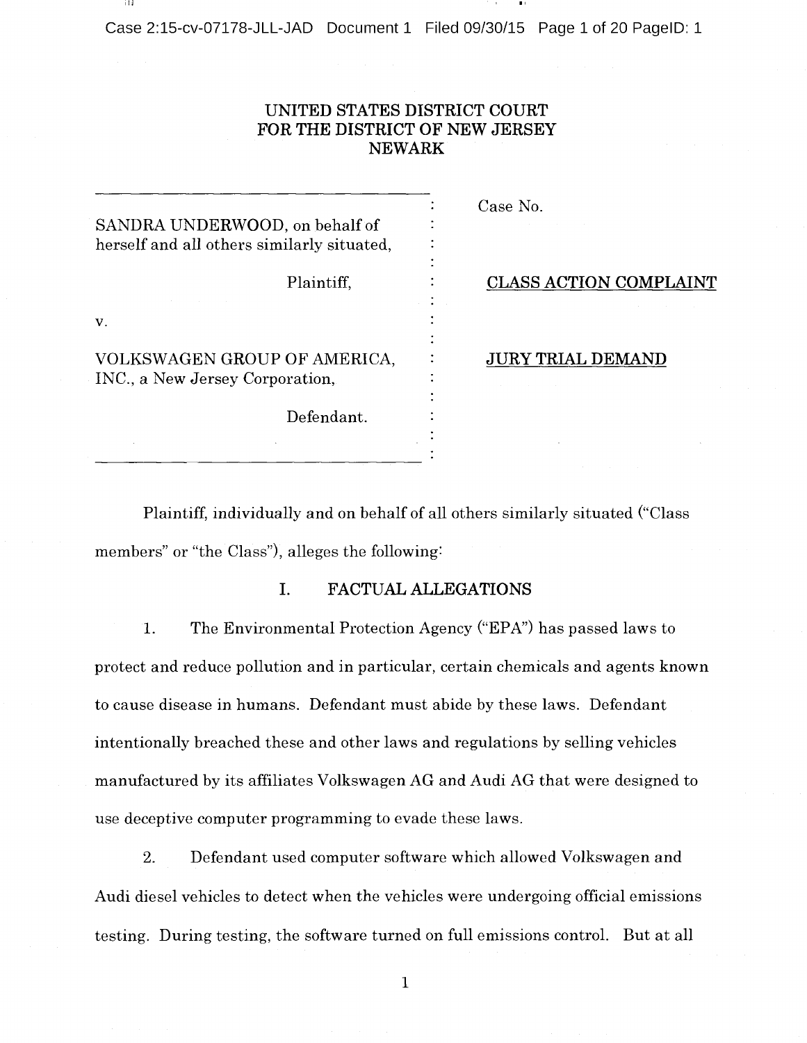UNITED STATES DISTRICT COURT
FOR THE DISTRICT OF NEW JERSEY
NEWARK

| | |
|---|---|
| SANDRA UNDERWOOD, on behalf of herself and all others similarly situated, Plaintiff, | Case No. |
| | **CLASS ACTION COMPLAINT** |
| v. | |
| VOLKSWAGEN GROUP OF AMERICA, INC., a New Jersey Corporation, Defendant. | **JURY TRIAL DEMAND** |

Plaintiff, individually and on behalf of all others similarly situated ("Class members" or "the Class"), alleges the following:

## I. FACTUAL ALLEGATIONS

1. The Environmental Protection Agency ("EPA") has passed laws to protect and reduce pollution and in particular, certain chemicals and agents known to cause disease in humans. Defendant must abide by these laws. Defendant intentionally breached these and other laws and regulations by selling vehicles manufactured by its affiliates Volkswagen AG and Audi AG that were designed to use deceptive computer programming to evade these laws.

2. Defendant used computer software which allowed Volkswagen and Audi diesel vehicles to detect when the vehicles were undergoing official emissions testing. During testing, the software turned on full emissions control. But at all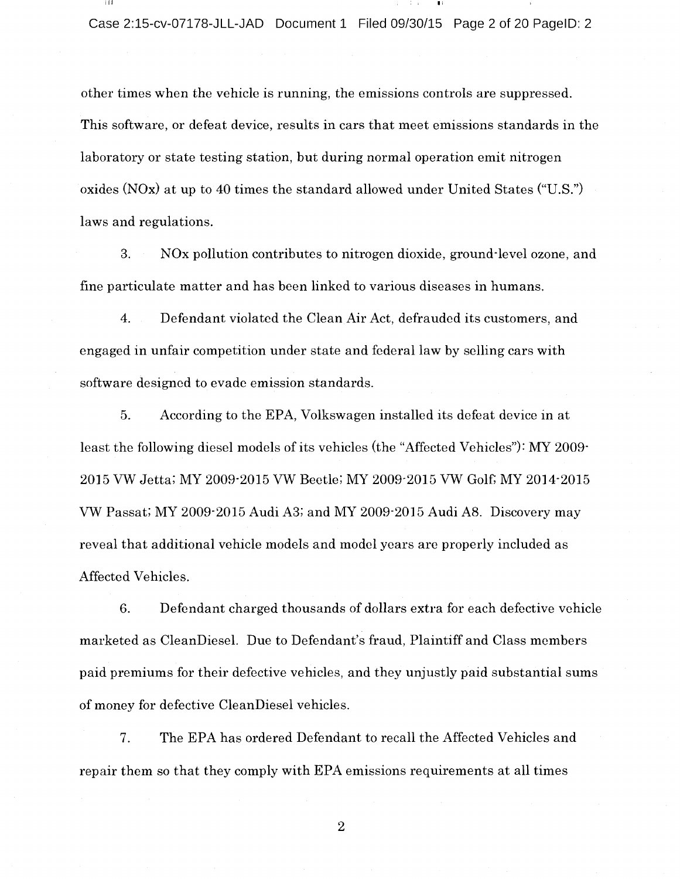other times when the vehicle is running, the emissions controls are suppressed. This software, or defeat device, results in cars that meet emissions standards in the laboratory or state testing station, but during normal operation emit nitrogen oxides (NOx) at up to 40 times the standard allowed under United States ("U.S.") laws and regulations.

3. NOx pollution contributes to nitrogen dioxide, ground-level ozone, and fine particulate matter and has been linked to various diseases in humans.

4. Defendant violated the Clean Air Act, defrauded its customers, and engaged in unfair competition under state and federal law by selling cars with software designed to evade emission standards.

5. According to the EPA, Volkswagen installed its defeat device in at least the following diesel models of its vehicles (the "Affected Vehicles"): MY 2009-2015 VW Jetta; MY 2009-2015 VW Beetle; MY 2009-2015 VW Golf; MY 2014-2015 VW Passat; MY 2009-2015 Audi A3; and MY 2009-2015 Audi A8. Discovery may reveal that additional vehicle models and model years are properly included as Affected Vehicles.

6. Defendant charged thousands of dollars extra for each defective vehicle marketed as CleanDiesel. Due to Defendant's fraud, Plaintiff and Class members paid premiums for their defective vehicles, and they unjustly paid substantial sums of money for defective CleanDiesel vehicles.

7. The EPA has ordered Defendant to recall the Affected Vehicles and repair them so that they comply with EPA emissions requirements at all times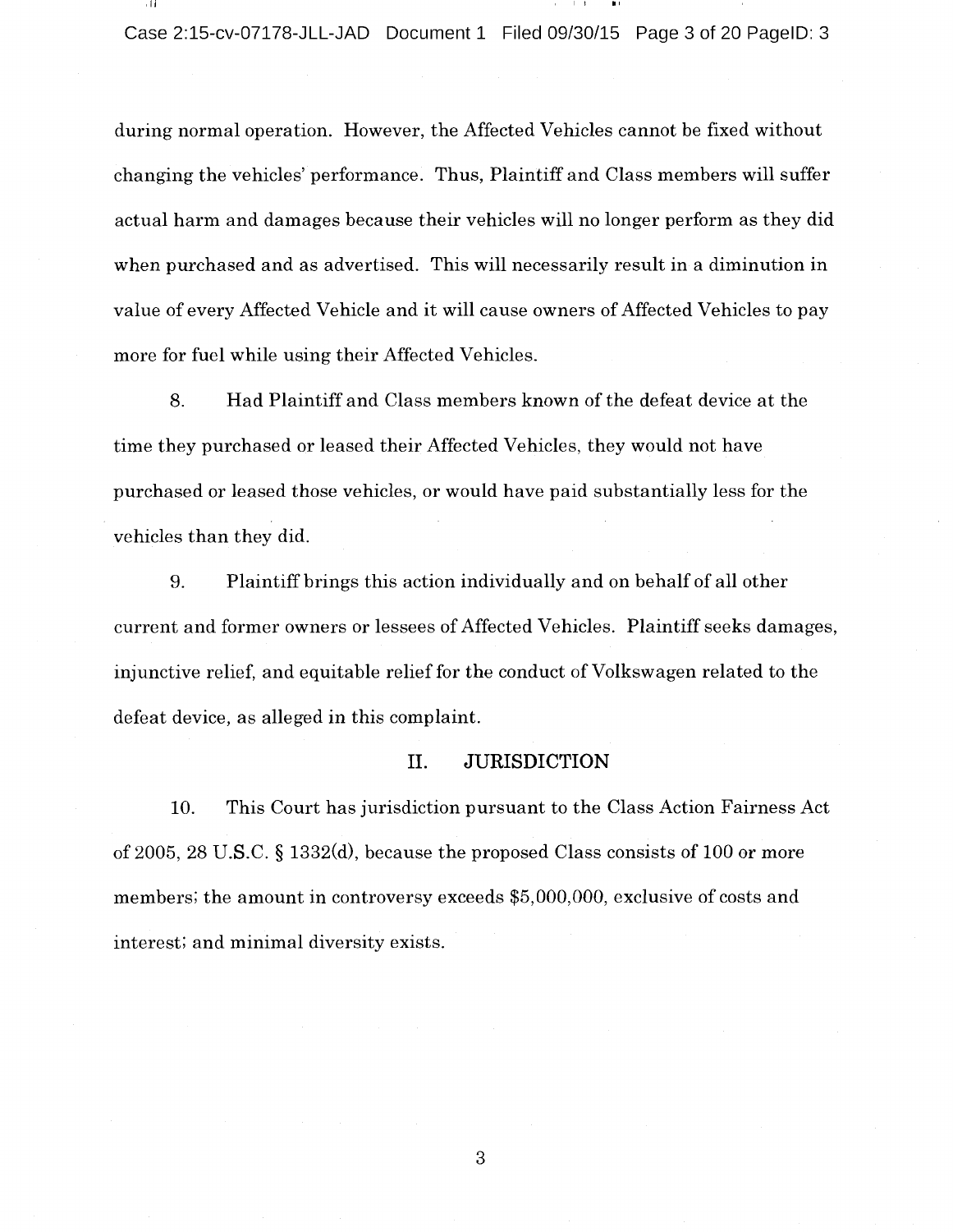during normal operation. However, the Affected Vehicles cannot be fixed without changing the vehicles' performance. Thus, Plaintiff and Class members will suffer actual harm and damages because their vehicles will no longer perform as they did when purchased and as advertised. This will necessarily result in a diminution in value of every Affected Vehicle and it will cause owners of Affected Vehicles to pay more for fuel while using their Affected Vehicles.

8. Had Plaintiff and Class members known of the defeat device at the time they purchased or leased their Affected Vehicles, they would not have purchased or leased those vehicles, or would have paid substantially less for the vehicles than they did.

9. Plaintiff brings this action individually and on behalf of all other current and former owners or lessees of Affected Vehicles. Plaintiff seeks damages, injunctive relief, and equitable relief for the conduct of Volkswagen related to the defeat device, as alleged in this complaint.

## II. JURISDICTION

10. This Court has jurisdiction pursuant to the Class Action Fairness Act of 2005, 28 U.S.C. § 1332(d), because the proposed Class consists of 100 or more members; the amount in controversy exceeds $5,000,000, exclusive of costs and interest; and minimal diversity exists.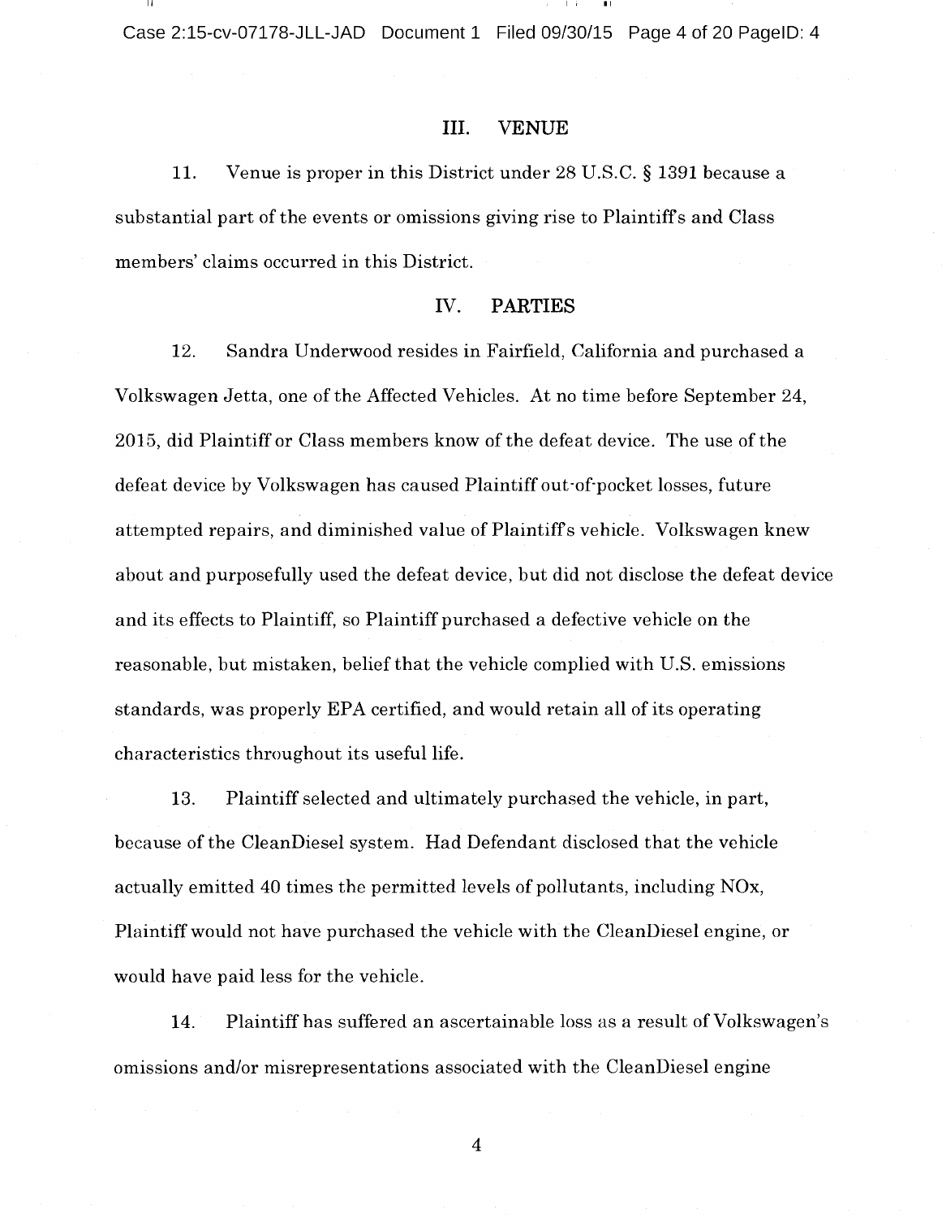## III. VENUE

11. Venue is proper in this District under 28 U.S.C. § 1391 because a substantial part of the events or omissions giving rise to Plaintiffs and Class members' claims occurred in this District.

## IV. PARTIES

12. Sandra Underwood resides in Fairfield, California and purchased a Volkswagen Jetta, one of the Affected Vehicles. At no time before September 24, 2015, did Plaintiff or Class members know of the defeat device. The use of the defeat device by Volkswagen has caused Plaintiff out-of-pocket losses, future attempted repairs, and diminished value of Plaintiff's vehicle. Volkswagen knew about and purposefully used the defeat device, but did not disclose the defeat device and its effects to Plaintiff, so Plaintiff purchased a defective vehicle on the reasonable, but mistaken, belief that the vehicle complied with U.S. emissions standards, was properly EPA certified, and would retain all of its operating characteristics throughout its useful life.

13. Plaintiff selected and ultimately purchased the vehicle, in part, because of the CleanDiesel system. Had Defendant disclosed that the vehicle actually emitted 40 times the permitted levels of pollutants, including NOx, Plaintiff would not have purchased the vehicle with the CleanDiesel engine, or would have paid less for the vehicle.

14. Plaintiff has suffered an ascertainable loss as a result of Volkswagen's omissions and/or misrepresentations associated with the CleanDiesel engine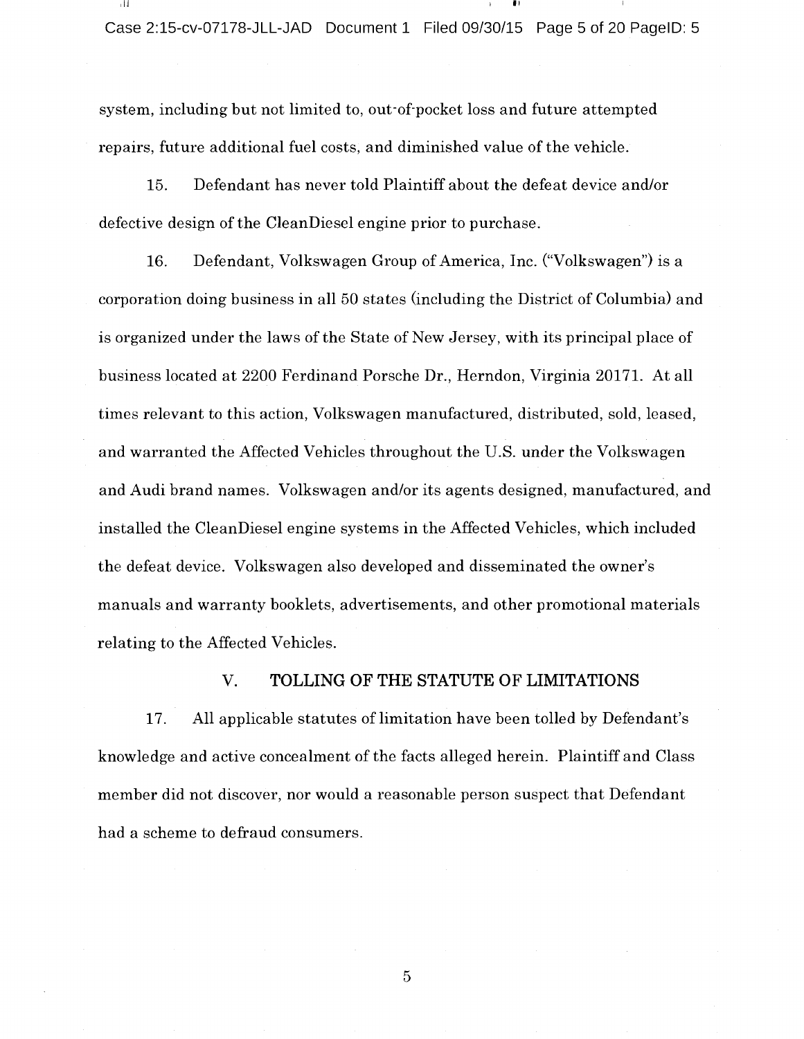system, including but not limited to, out-of-pocket loss and future attempted repairs, future additional fuel costs, and diminished value of the vehicle.

15. Defendant has never told Plaintiff about the defeat device and/or defective design of the CleanDiesel engine prior to purchase.

16. Defendant, Volkswagen Group of America, Inc. ("Volkswagen") is a corporation doing business in all 50 states (including the District of Columbia) and is organized under the laws of the State of New Jersey, with its principal place of business located at 2200 Ferdinand Porsche Dr., Herndon, Virginia 20171. At all times relevant to this action, Volkswagen manufactured, distributed, sold, leased, and warranted the Affected Vehicles throughout the U.S. under the Volkswagen and Audi brand names. Volkswagen and/or its agents designed, manufactured, and installed the CleanDiesel engine systems in the Affected Vehicles, which included the defeat device. Volkswagen also developed and disseminated the owner's manuals and warranty booklets, advertisements, and other promotional materials relating to the Affected Vehicles.

## V. TOLLING OF THE STATUTE OF LIMITATIONS

17. All applicable statutes of limitation have been tolled by Defendant's knowledge and active concealment of the facts alleged herein. Plaintiff and Class member did not discover, nor would a reasonable person suspect that Defendant had a scheme to defraud consumers.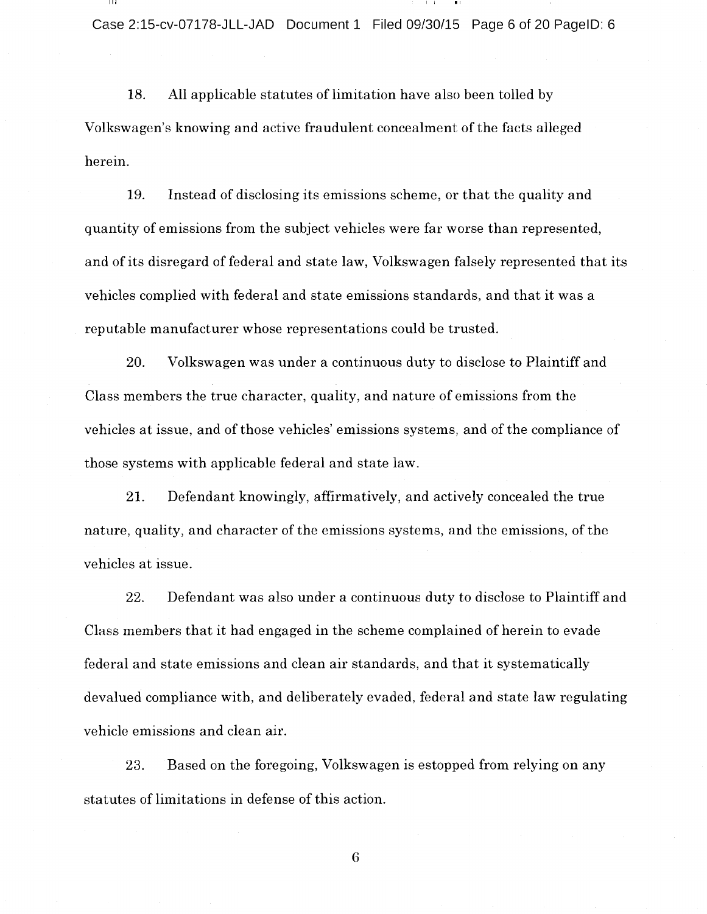18. All applicable statutes of limitation have also been tolled by Volkswagen's knowing and active fraudulent concealment of the facts alleged herein.

19. Instead of disclosing its emissions scheme, or that the quality and quantity of emissions from the subject vehicles were far worse than represented, and of its disregard of federal and state law, Volkswagen falsely represented that its vehicles complied with federal and state emissions standards, and that it was a reputable manufacturer whose representations could be trusted.

20. Volkswagen was under a continuous duty to disclose to Plaintiff and Class members the true character, quality, and nature of emissions from the vehicles at issue, and of those vehicles' emissions systems, and of the compliance of those systems with applicable federal and state law.

21. Defendant knowingly, affirmatively, and actively concealed the true nature, quality, and character of the emissions systems, and the emissions, of the vehicles at issue.

22. Defendant was also under a continuous duty to disclose to Plaintiff and Class members that it had engaged in the scheme complained of herein to evade federal and state emissions and clean air standards, and that it systematically devalued compliance with, and deliberately evaded, federal and state law regulating vehicle emissions and clean air.

23. Based on the foregoing, Volkswagen is estopped from relying on any statutes of limitations in defense of this action.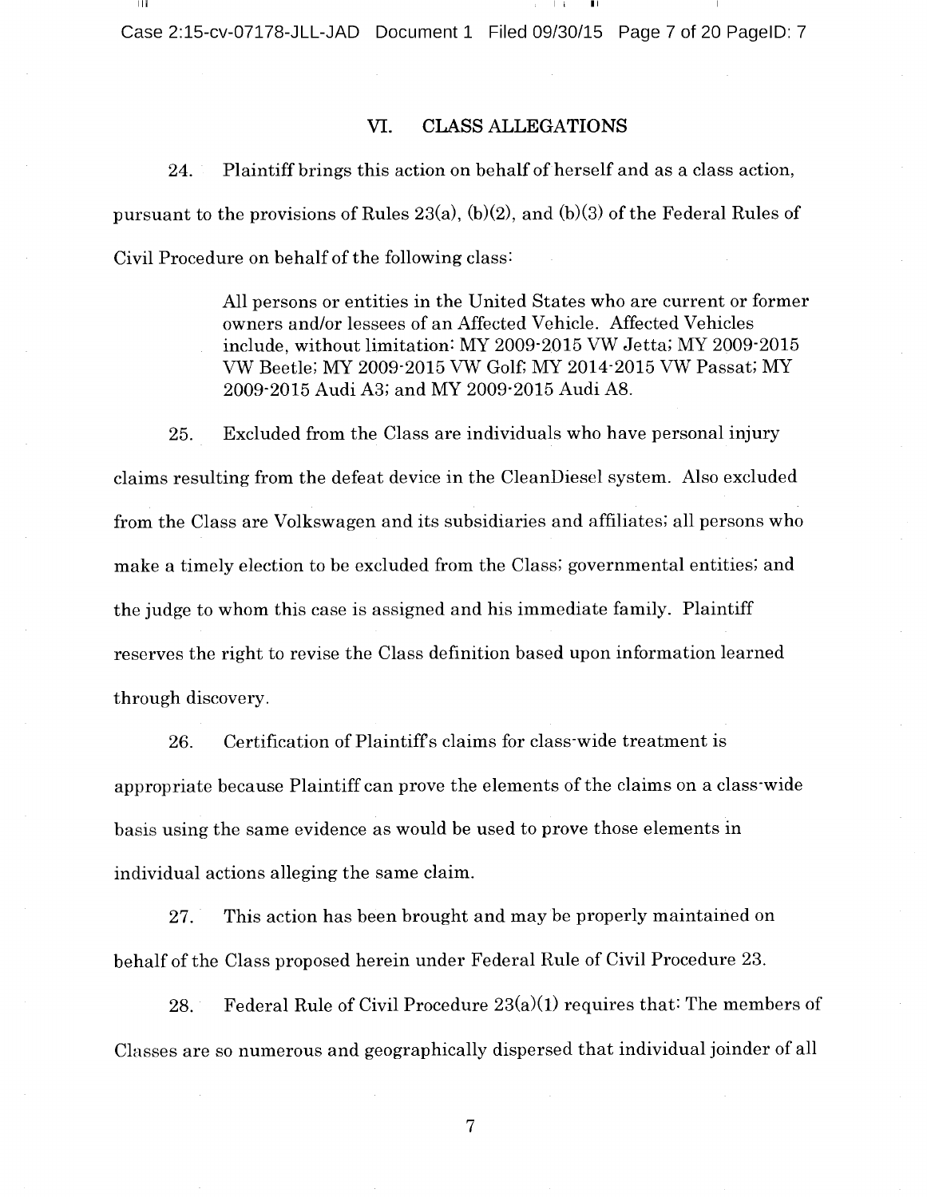## VI. CLASS ALLEGATIONS

24. Plaintiff brings this action on behalf of herself and as a class action, pursuant to the provisions of Rules 23(a), (b)(2), and (b)(3) of the Federal Rules of Civil Procedure on behalf of the following class:

> All persons or entities in the United States who are current or former owners and/or lessees of an Affected Vehicle. Affected Vehicles include, without limitation: MY 2009-2015 VW Jetta; MY 2009-2015 VW Beetle; MY 2009-2015 VW Golf; MY 2014-2015 VW Passat; MY 2009-2015 Audi A3; and MY 2009-2015 Audi A8.

25. Excluded from the Class are individuals who have personal injury claims resulting from the defeat device in the CleanDiesel system. Also excluded from the Class are Volkswagen and its subsidiaries and affiliates; all persons who make a timely election to be excluded from the Class; governmental entities; and the judge to whom this case is assigned and his immediate family. Plaintiff reserves the right to revise the Class definition based upon information learned through discovery.

26. Certification of Plaintiff's claims for class-wide treatment is appropriate because Plaintiff can prove the elements of the claims on a class-wide basis using the same evidence as would be used to prove those elements in individual actions alleging the same claim.

27. This action has been brought and may be properly maintained on behalf of the Class proposed herein under Federal Rule of Civil Procedure 23.

28. Federal Rule of Civil Procedure 23(a)(1) requires that: The members of Classes are so numerous and geographically dispersed that individual joinder of all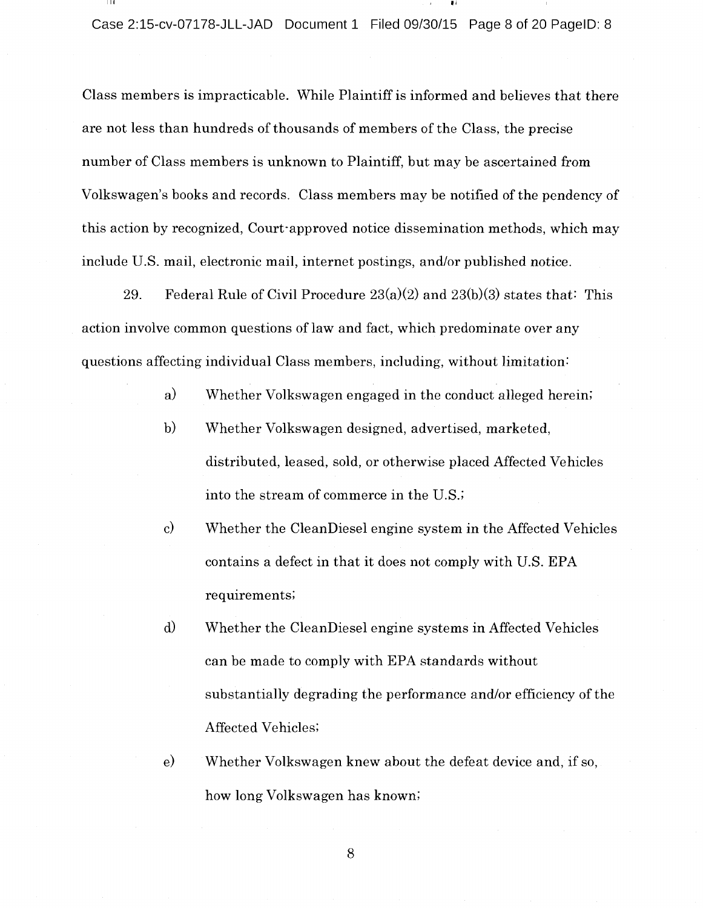Class members is impracticable. While Plaintiff is informed and believes that there are not less than hundreds of thousands of members of the Class, the precise number of Class members is unknown to Plaintiff, but may be ascertained from Volkswagen's books and records. Class members may be notified of the pendency of this action by recognized, Court-approved notice dissemination methods, which may include U.S. mail, electronic mail, internet postings, and/or published notice.

29. Federal Rule of Civil Procedure 23(a)(2) and 23(b)(3) states that: This action involve common questions of law and fact, which predominate over any questions affecting individual Class members, including, without limitation:

a) Whether Volkswagen engaged in the conduct alleged herein;

b) Whether Volkswagen designed, advertised, marketed, distributed, leased, sold, or otherwise placed Affected Vehicles into the stream of commerce in the U.S.;

c) Whether the CleanDiesel engine system in the Affected Vehicles contains a defect in that it does not comply with U.S. EPA requirements;

d) Whether the CleanDiesel engine systems in Affected Vehicles can be made to comply with EPA standards without substantially degrading the performance and/or efficiency of the Affected Vehicles;

e) Whether Volkswagen knew about the defeat device and, if so, how long Volkswagen has known;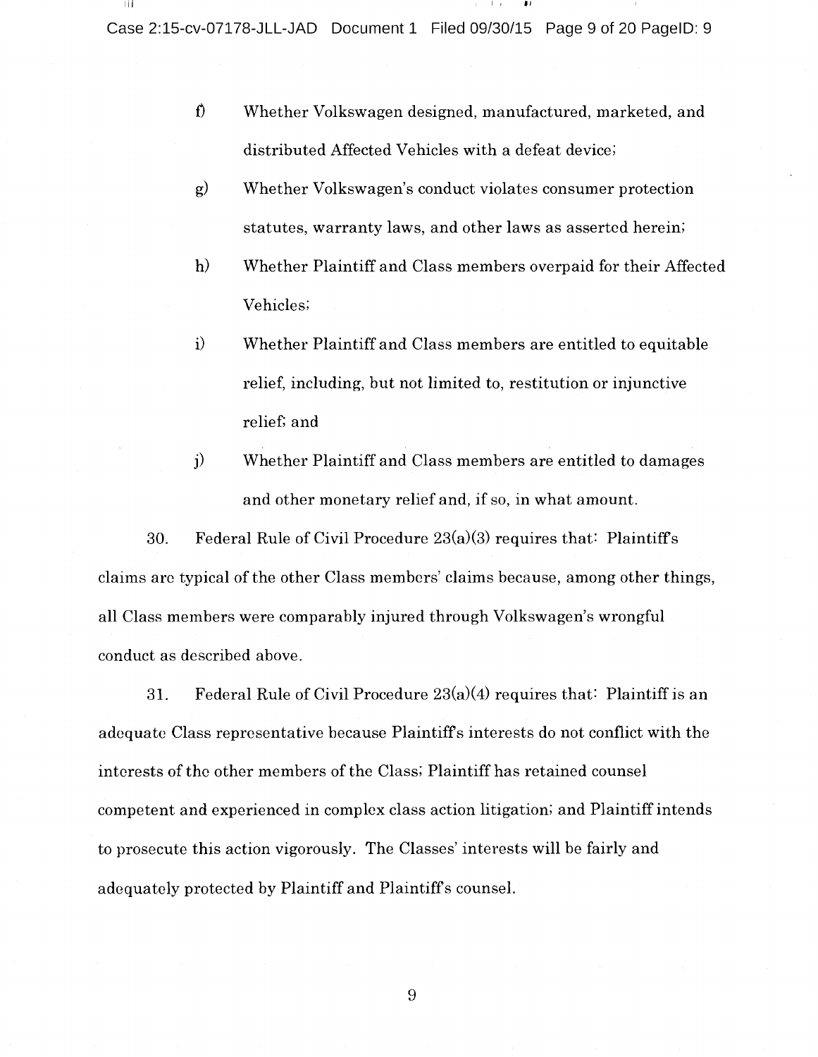f) Whether Volkswagen designed, manufactured, marketed, and distributed Affected Vehicles with a defeat device;

g) Whether Volkswagen's conduct violates consumer protection statutes, warranty laws, and other laws as asserted herein;

h) Whether Plaintiff and Class members overpaid for their Affected Vehicles;

i) Whether Plaintiff and Class members are entitled to equitable relief, including, but not limited to, restitution or injunctive relief; and

j) Whether Plaintiff and Class members are entitled to damages and other monetary relief and, if so, in what amount.

30. Federal Rule of Civil Procedure 23(a)(3) requires that: Plaintiff's claims are typical of the other Class members' claims because, among other things, all Class members were comparably injured through Volkswagen's wrongful conduct as described above.

31. Federal Rule of Civil Procedure 23(a)(4) requires that: Plaintiff is an adequate Class representative because Plaintiff's interests do not conflict with the interests of the other members of the Class; Plaintiff has retained counsel competent and experienced in complex class action litigation; and Plaintiff intends to prosecute this action vigorously. The Classes' interests will be fairly and adequately protected by Plaintiff and Plaintiff's counsel.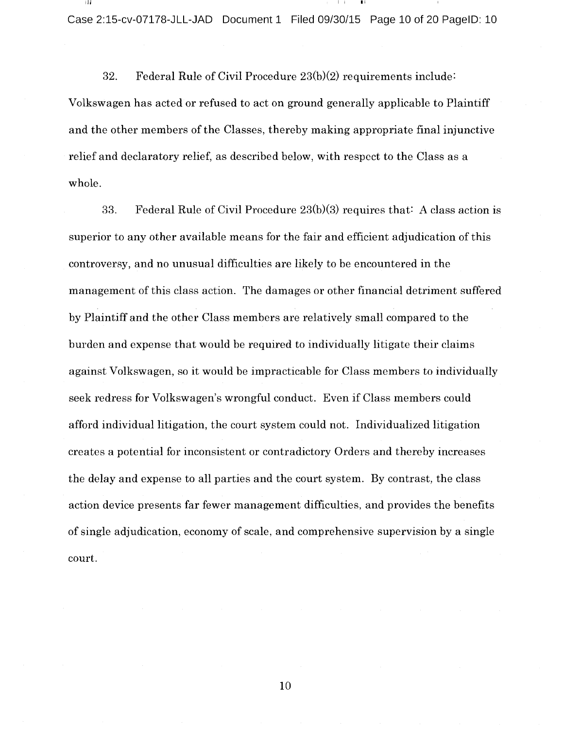32. Federal Rule of Civil Procedure 23(b)(2) requirements include: Volkswagen has acted or refused to act on ground generally applicable to Plaintiff and the other members of the Classes, thereby making appropriate final injunctive relief and declaratory relief, as described below, with respect to the Class as a whole.

33. Federal Rule of Civil Procedure 23(b)(3) requires that: A class action is superior to any other available means for the fair and efficient adjudication of this controversy, and no unusual difficulties are likely to be encountered in the management of this class action. The damages or other financial detriment suffered by Plaintiff and the other Class members are relatively small compared to the burden and expense that would be required to individually litigate their claims against Volkswagen, so it would be impracticable for Class members to individually seek redress for Volkswagen's wrongful conduct. Even if Class members could afford individual litigation, the court system could not. Individualized litigation creates a potential for inconsistent or contradictory Orders and thereby increases the delay and expense to all parties and the court system. By contrast, the class action device presents far fewer management difficulties, and provides the benefits of single adjudication, economy of scale, and comprehensive supervision by a single court.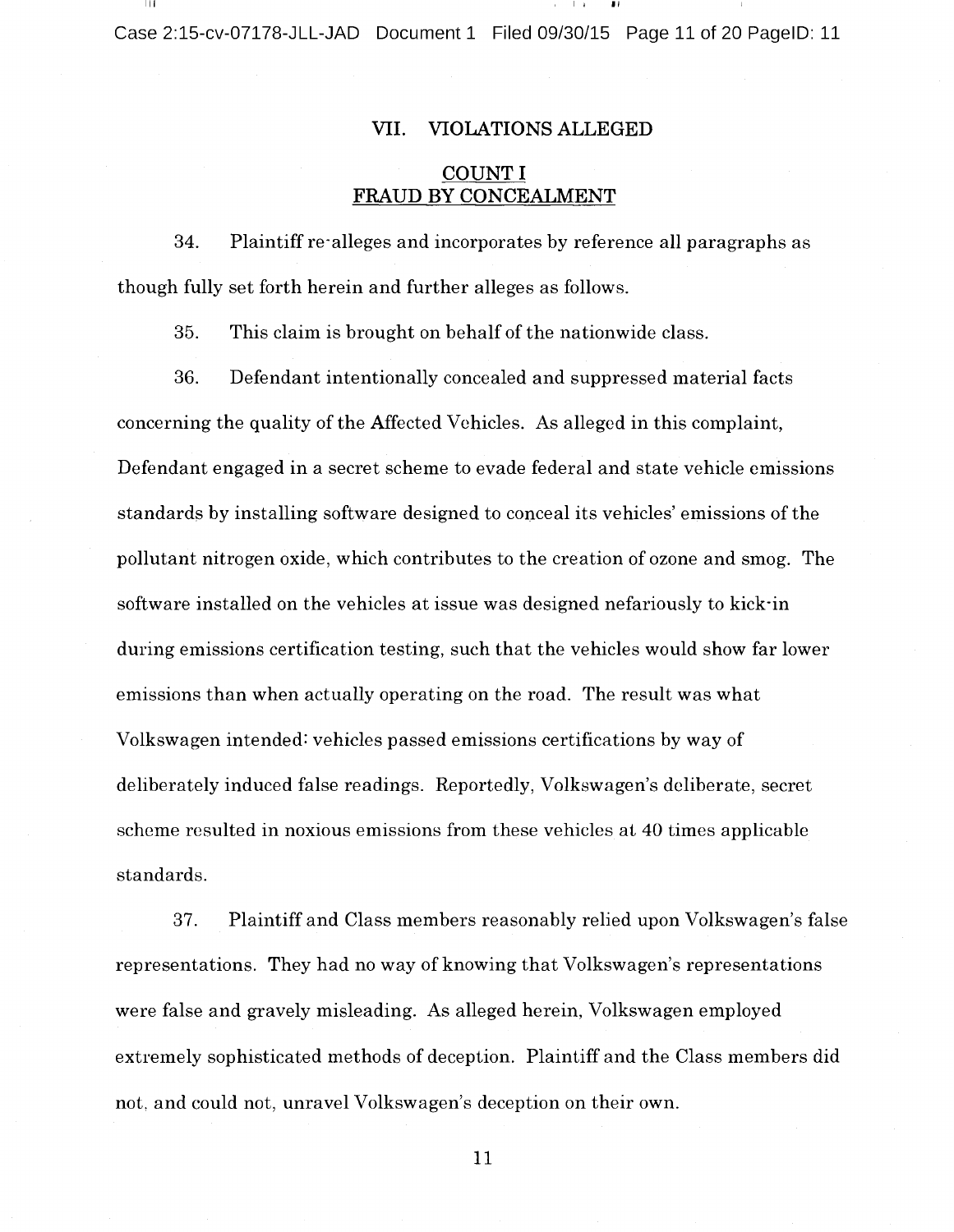## VII. VIOLATIONS ALLEGED

### COUNT I
### FRAUD BY CONCEALMENT

34. Plaintiff re-alleges and incorporates by reference all paragraphs as though fully set forth herein and further alleges as follows.

35. This claim is brought on behalf of the nationwide class.

36. Defendant intentionally concealed and suppressed material facts concerning the quality of the Affected Vehicles. As alleged in this complaint, Defendant engaged in a secret scheme to evade federal and state vehicle emissions standards by installing software designed to conceal its vehicles' emissions of the pollutant nitrogen oxide, which contributes to the creation of ozone and smog. The software installed on the vehicles at issue was designed nefariously to kick-in during emissions certification testing, such that the vehicles would show far lower emissions than when actually operating on the road. The result was what Volkswagen intended: vehicles passed emissions certifications by way of deliberately induced false readings. Reportedly, Volkswagen's deliberate, secret scheme resulted in noxious emissions from these vehicles at 40 times applicable standards.

37. Plaintiff and Class members reasonably relied upon Volkswagen's false representations. They had no way of knowing that Volkswagen's representations were false and gravely misleading. As alleged herein, Volkswagen employed extremely sophisticated methods of deception. Plaintiff and the Class members did not, and could not, unravel Volkswagen's deception on their own.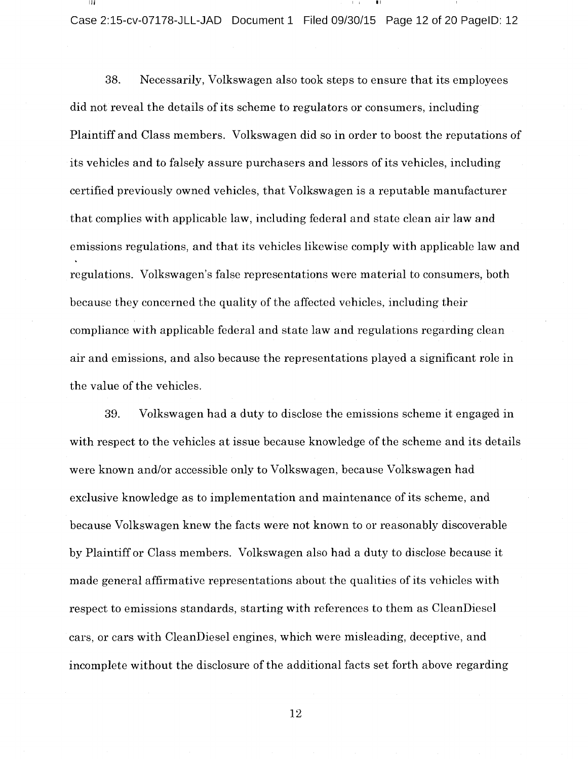38. Necessarily, Volkswagen also took steps to ensure that its employees did not reveal the details of its scheme to regulators or consumers, including Plaintiff and Class members. Volkswagen did so in order to boost the reputations of its vehicles and to falsely assure purchasers and lessors of its vehicles, including certified previously owned vehicles, that Volkswagen is a reputable manufacturer that complies with applicable law, including federal and state clean air law and emissions regulations, and that its vehicles likewise comply with applicable law and regulations. Volkswagen's false representations were material to consumers, both because they concerned the quality of the affected vehicles, including their compliance with applicable federal and state law and regulations regarding clean air and emissions, and also because the representations played a significant role in the value of the vehicles.

39. Volkswagen had a duty to disclose the emissions scheme it engaged in with respect to the vehicles at issue because knowledge of the scheme and its details were known and/or accessible only to Volkswagen, because Volkswagen had exclusive knowledge as to implementation and maintenance of its scheme, and because Volkswagen knew the facts were not known to or reasonably discoverable by Plaintiff or Class members. Volkswagen also had a duty to disclose because it made general affirmative representations about the qualities of its vehicles with respect to emissions standards, starting with references to them as CleanDiesel cars, or cars with CleanDiesel engines, which were misleading, deceptive, and incomplete without the disclosure of the additional facts set forth above regarding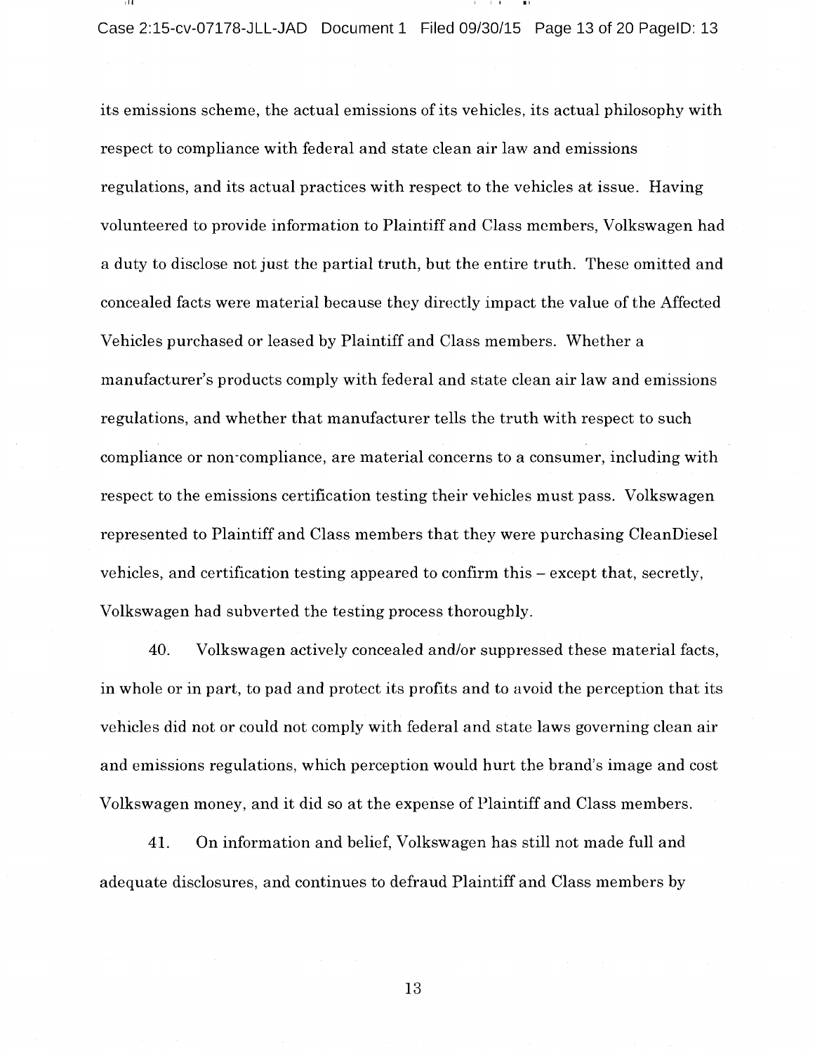its emissions scheme, the actual emissions of its vehicles, its actual philosophy with respect to compliance with federal and state clean air law and emissions regulations, and its actual practices with respect to the vehicles at issue. Having volunteered to provide information to Plaintiff and Class members, Volkswagen had a duty to disclose not just the partial truth, but the entire truth. These omitted and concealed facts were material because they directly impact the value of the Affected Vehicles purchased or leased by Plaintiff and Class members. Whether a manufacturer's products comply with federal and state clean air law and emissions regulations, and whether that manufacturer tells the truth with respect to such compliance or non-compliance, are material concerns to a consumer, including with respect to the emissions certification testing their vehicles must pass. Volkswagen represented to Plaintiff and Class members that they were purchasing CleanDiesel vehicles, and certification testing appeared to confirm this – except that, secretly, Volkswagen had subverted the testing process thoroughly.

40. Volkswagen actively concealed and/or suppressed these material facts, in whole or in part, to pad and protect its profits and to avoid the perception that its vehicles did not or could not comply with federal and state laws governing clean air and emissions regulations, which perception would hurt the brand's image and cost Volkswagen money, and it did so at the expense of Plaintiff and Class members.

41. On information and belief, Volkswagen has still not made full and adequate disclosures, and continues to defraud Plaintiff and Class members by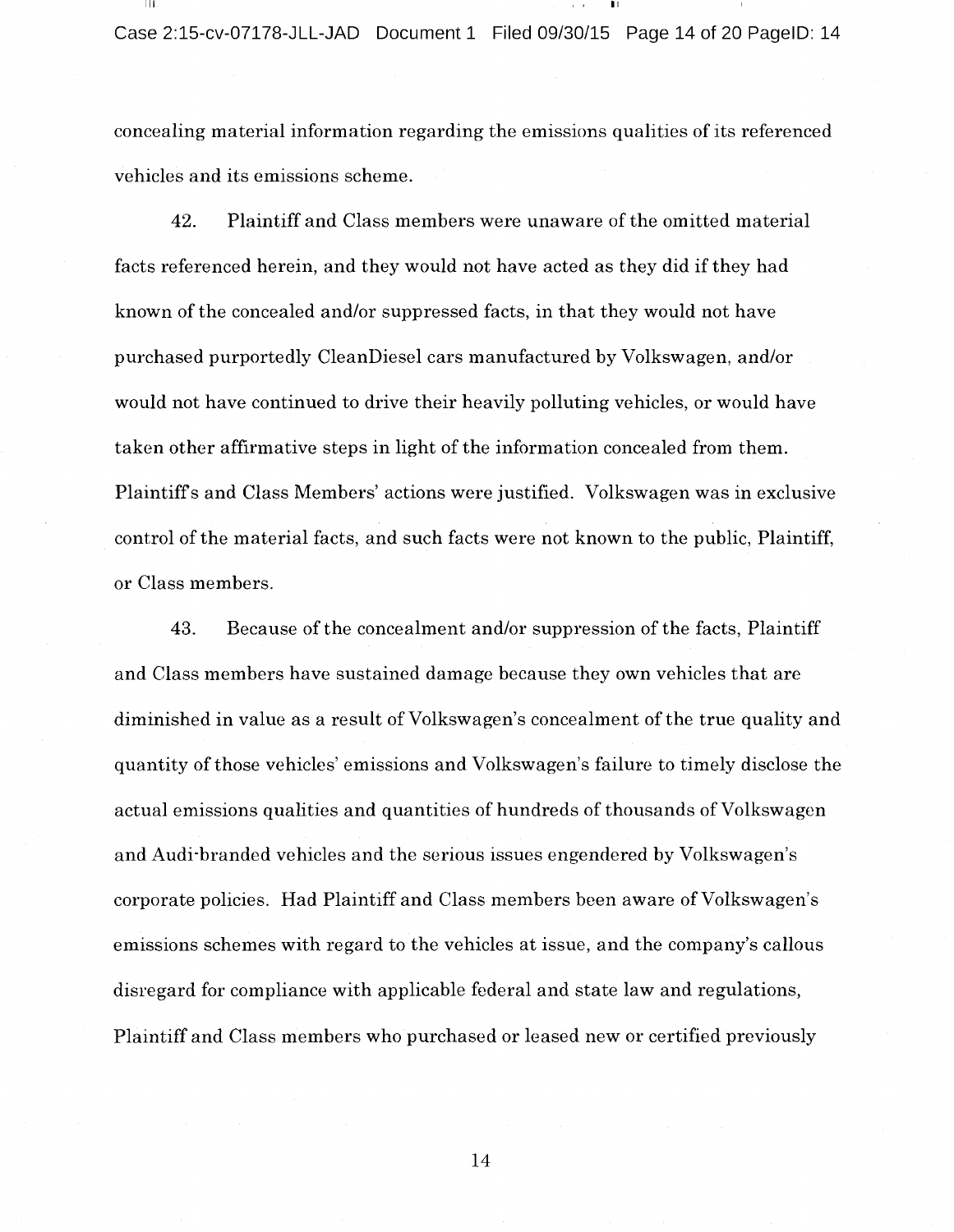concealing material information regarding the emissions qualities of its referenced vehicles and its emissions scheme.

42. Plaintiff and Class members were unaware of the omitted material facts referenced herein, and they would not have acted as they did if they had known of the concealed and/or suppressed facts, in that they would not have purchased purportedly CleanDiesel cars manufactured by Volkswagen, and/or would not have continued to drive their heavily polluting vehicles, or would have taken other affirmative steps in light of the information concealed from them. Plaintiff's and Class Members' actions were justified. Volkswagen was in exclusive control of the material facts, and such facts were not known to the public, Plaintiff, or Class members.

43. Because of the concealment and/or suppression of the facts, Plaintiff and Class members have sustained damage because they own vehicles that are diminished in value as a result of Volkswagen's concealment of the true quality and quantity of those vehicles' emissions and Volkswagen's failure to timely disclose the actual emissions qualities and quantities of hundreds of thousands of Volkswagen and Audi-branded vehicles and the serious issues engendered by Volkswagen's corporate policies. Had Plaintiff and Class members been aware of Volkswagen's emissions schemes with regard to the vehicles at issue, and the company's callous disregard for compliance with applicable federal and state law and regulations, Plaintiff and Class members who purchased or leased new or certified previously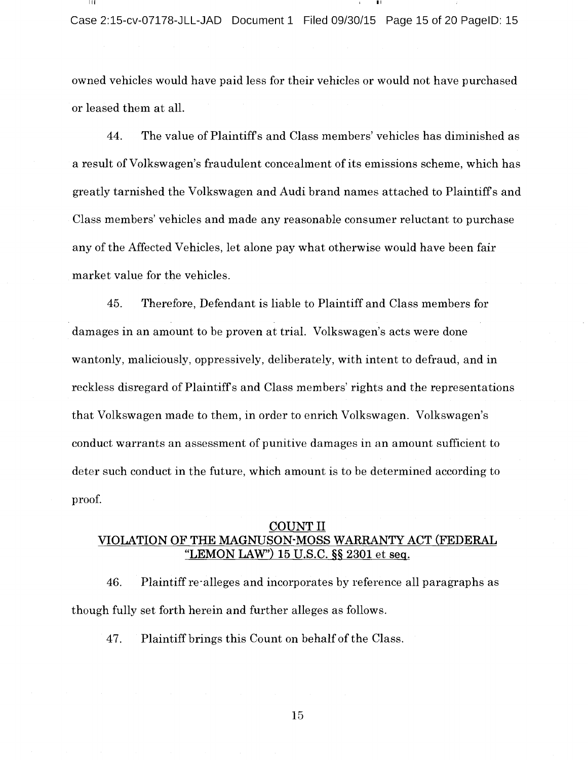owned vehicles would have paid less for their vehicles or would not have purchased or leased them at all.

44. The value of Plaintiff's and Class members' vehicles has diminished as a result of Volkswagen's fraudulent concealment of its emissions scheme, which has greatly tarnished the Volkswagen and Audi brand names attached to Plaintiff's and Class members' vehicles and made any reasonable consumer reluctant to purchase any of the Affected Vehicles, let alone pay what otherwise would have been fair market value for the vehicles.

45. Therefore, Defendant is liable to Plaintiff and Class members for damages in an amount to be proven at trial. Volkswagen's acts were done wantonly, maliciously, oppressively, deliberately, with intent to defraud, and in reckless disregard of Plaintiff's and Class members' rights and the representations that Volkswagen made to them, in order to enrich Volkswagen. Volkswagen's conduct warrants an assessment of punitive damages in an amount sufficient to deter such conduct in the future, which amount is to be determined according to proof.

## COUNT II
## VIOLATION OF THE MAGNUSON-MOSS WARRANTY ACT (FEDERAL "LEMON LAW") 15 U.S.C. §§ 2301 et seq.

46. Plaintiff re-alleges and incorporates by reference all paragraphs as though fully set forth herein and further alleges as follows.

47. Plaintiff brings this Count on behalf of the Class.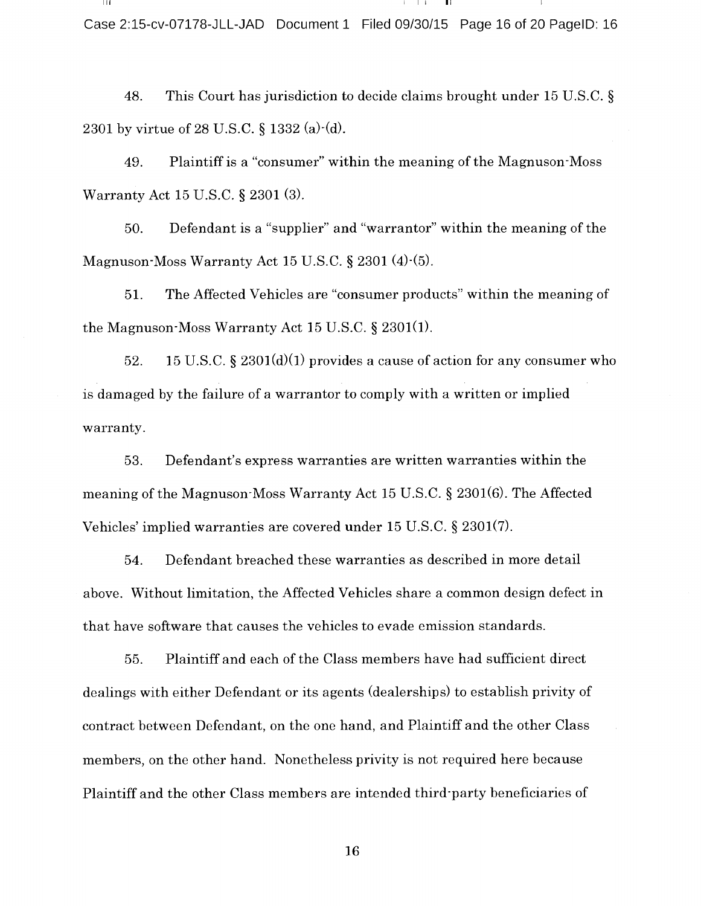48. This Court has jurisdiction to decide claims brought under 15 U.S.C. § 2301 by virtue of 28 U.S.C. § 1332 (a)-(d).

49. Plaintiff is a "consumer" within the meaning of the Magnuson-Moss Warranty Act 15 U.S.C. § 2301 (3).

50. Defendant is a "supplier" and "warrantor" within the meaning of the Magnuson-Moss Warranty Act 15 U.S.C. § 2301 (4)-(5).

51. The Affected Vehicles are "consumer products" within the meaning of the Magnuson-Moss Warranty Act 15 U.S.C. § 2301(1).

52. 15 U.S.C. § 2301(d)(1) provides a cause of action for any consumer who is damaged by the failure of a warrantor to comply with a written or implied warranty.

53. Defendant's express warranties are written warranties within the meaning of the Magnuson-Moss Warranty Act 15 U.S.C. § 2301(6). The Affected Vehicles' implied warranties are covered under 15 U.S.C. § 2301(7).

54. Defendant breached these warranties as described in more detail above. Without limitation, the Affected Vehicles share a common design defect in that have software that causes the vehicles to evade emission standards.

55. Plaintiff and each of the Class members have had sufficient direct dealings with either Defendant or its agents (dealerships) to establish privity of contract between Defendant, on the one hand, and Plaintiff and the other Class members, on the other hand. Nonetheless privity is not required here because Plaintiff and the other Class members are intended third-party beneficiaries of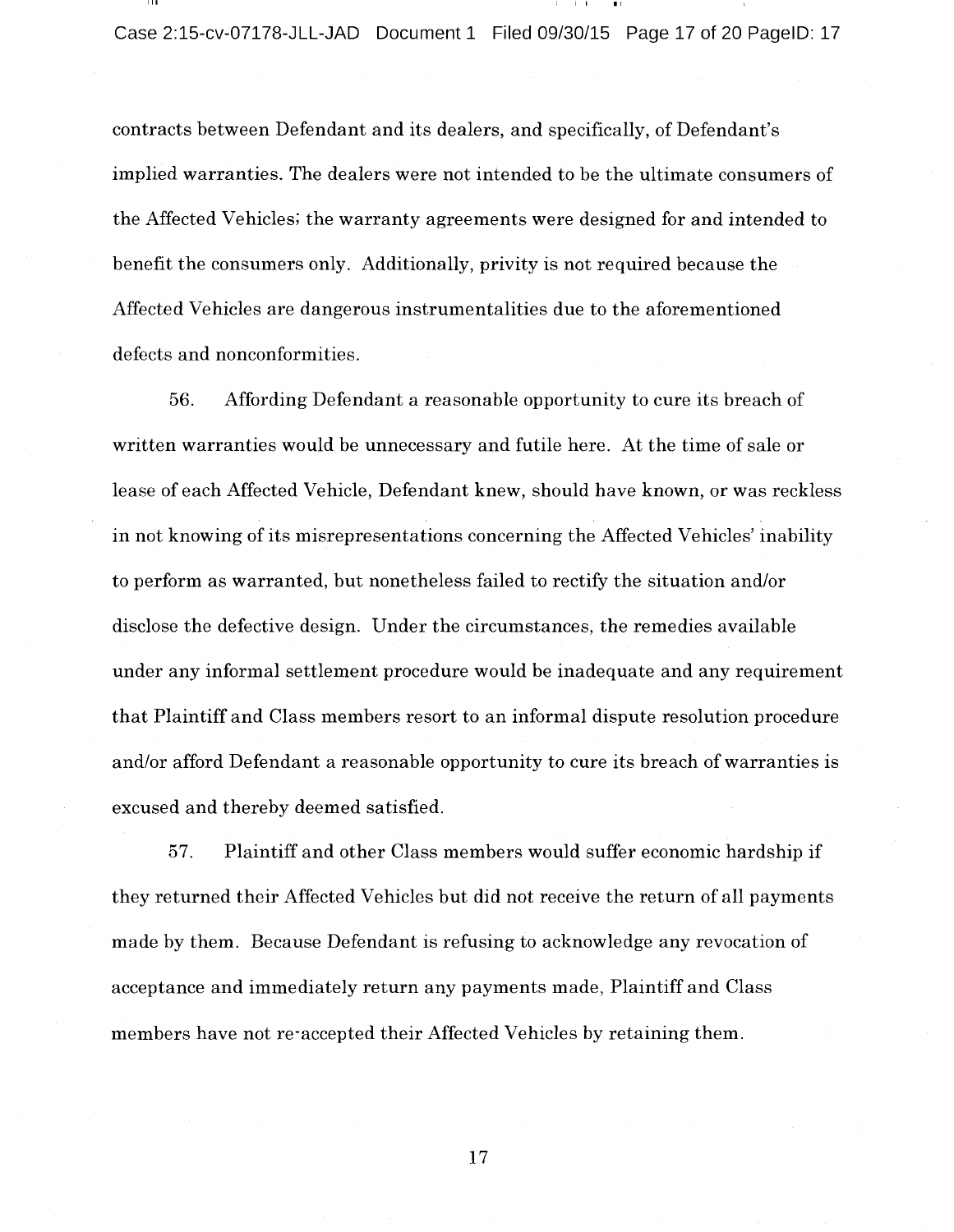contracts between Defendant and its dealers, and specifically, of Defendant's implied warranties. The dealers were not intended to be the ultimate consumers of the Affected Vehicles; the warranty agreements were designed for and intended to benefit the consumers only. Additionally, privity is not required because the Affected Vehicles are dangerous instrumentalities due to the aforementioned defects and nonconformities.

56. Affording Defendant a reasonable opportunity to cure its breach of written warranties would be unnecessary and futile here. At the time of sale or lease of each Affected Vehicle, Defendant knew, should have known, or was reckless in not knowing of its misrepresentations concerning the Affected Vehicles' inability to perform as warranted, but nonetheless failed to rectify the situation and/or disclose the defective design. Under the circumstances, the remedies available under any informal settlement procedure would be inadequate and any requirement that Plaintiff and Class members resort to an informal dispute resolution procedure and/or afford Defendant a reasonable opportunity to cure its breach of warranties is excused and thereby deemed satisfied.

57. Plaintiff and other Class members would suffer economic hardship if they returned their Affected Vehicles but did not receive the return of all payments made by them. Because Defendant is refusing to acknowledge any revocation of acceptance and immediately return any payments made, Plaintiff and Class members have not re-accepted their Affected Vehicles by retaining them.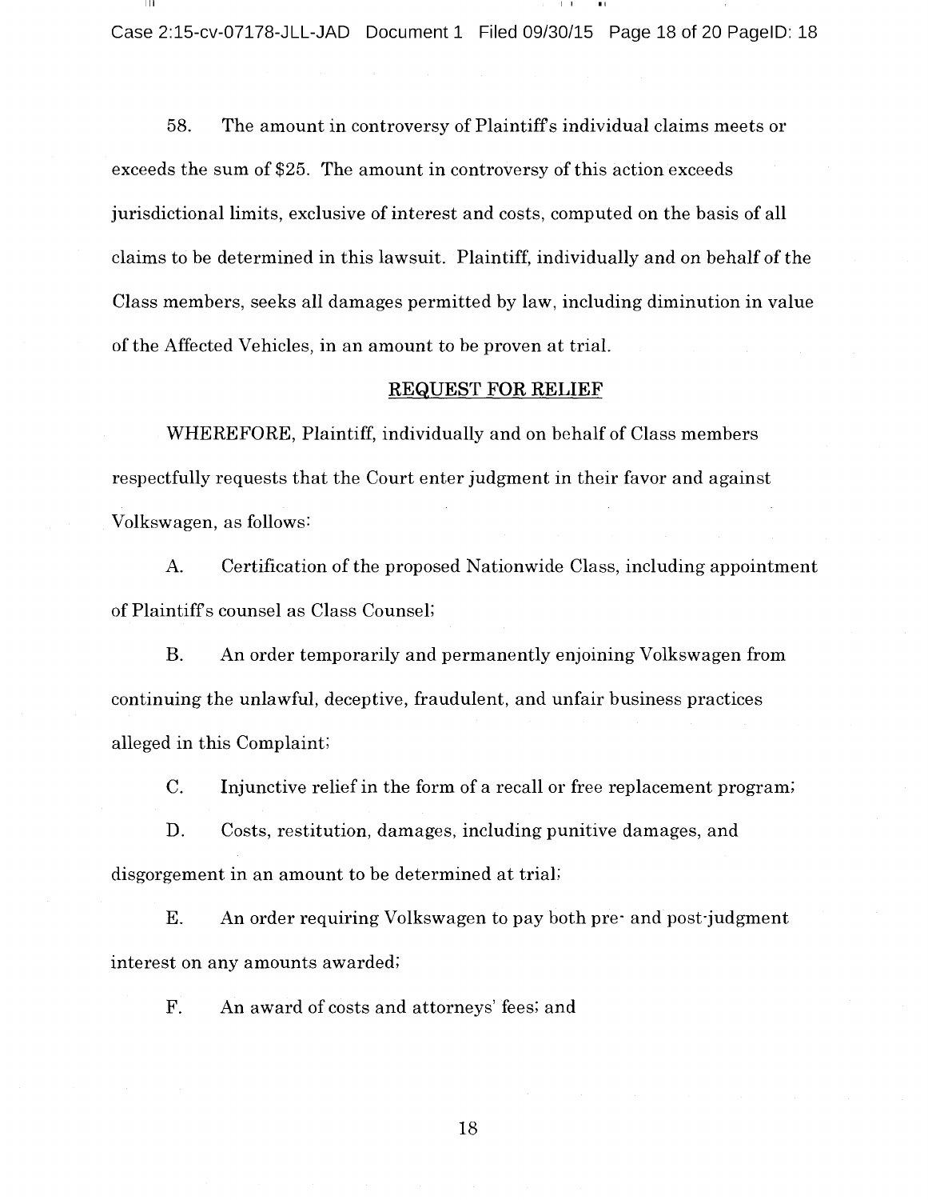58. The amount in controversy of Plaintiff's individual claims meets or exceeds the sum of $25. The amount in controversy of this action exceeds jurisdictional limits, exclusive of interest and costs, computed on the basis of all claims to be determined in this lawsuit. Plaintiff, individually and on behalf of the Class members, seeks all damages permitted by law, including diminution in value of the Affected Vehicles, in an amount to be proven at trial.

## REQUEST FOR RELIEF

WHEREFORE, Plaintiff, individually and on behalf of Class members respectfully requests that the Court enter judgment in their favor and against Volkswagen, as follows:

A. Certification of the proposed Nationwide Class, including appointment of Plaintiff's counsel as Class Counsel;

B. An order temporarily and permanently enjoining Volkswagen from continuing the unlawful, deceptive, fraudulent, and unfair business practices alleged in this Complaint;

C. Injunctive relief in the form of a recall or free replacement program;

D. Costs, restitution, damages, including punitive damages, and disgorgement in an amount to be determined at trial;

E. An order requiring Volkswagen to pay both pre- and post-judgment interest on any amounts awarded;

F. An award of costs and attorneys' fees; and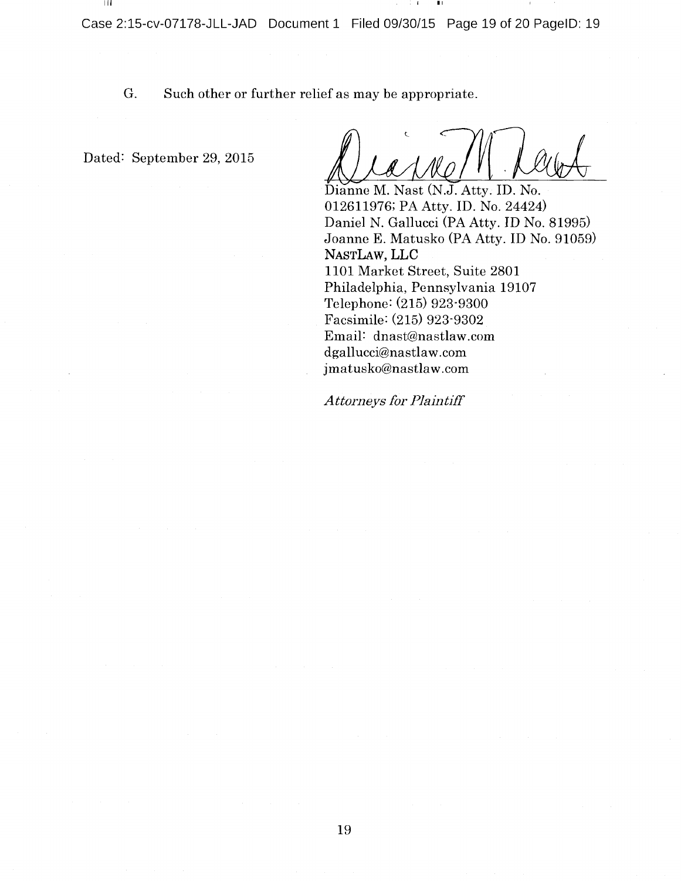G. Such other or further relief as may be appropriate.

Dated: September 29, 2015

Dianne M. Nast (N.J. Atty. ID. No. 012611976; PA Atty. ID. No. 24424)
Daniel N. Gallucci (PA Atty. ID No. 81995)
Joanne E. Matusko (PA Atty. ID No. 91059)
**NASTLAW, LLC**
1101 Market Street, Suite 2801
Philadelphia, Pennsylvania 19107
Telephone: (215) 923-9300
Facsimile: (215) 923-9302
Email: dnast@nastlaw.com
dgallucci@nastlaw.com
jmatusko@nastlaw.com

*Attorneys for Plaintiff*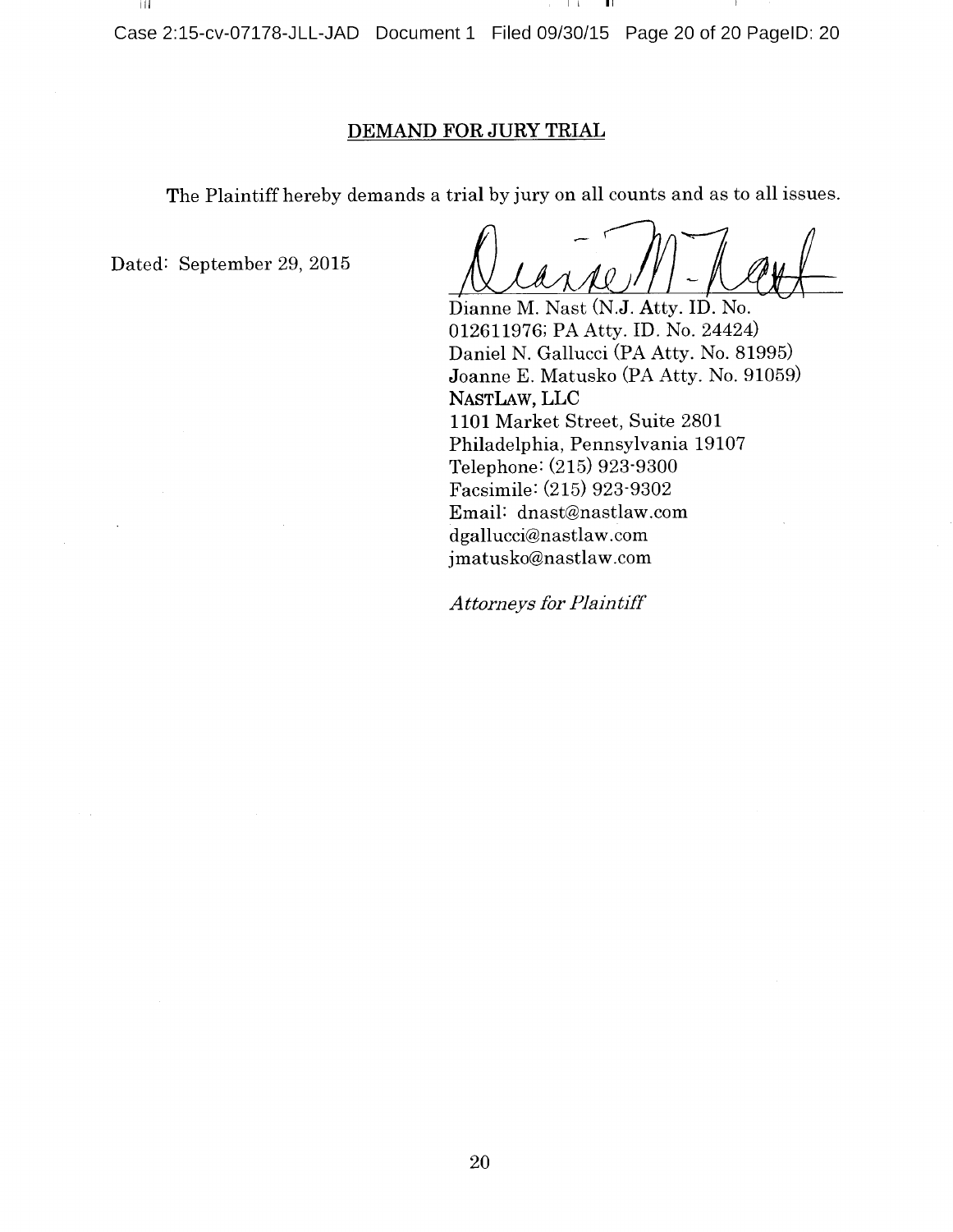## DEMAND FOR JURY TRIAL

The Plaintiff hereby demands a trial by jury on all counts and as to all issues.

Dated: September 29, 2015

Dianne M. Nast (N.J. Atty. ID. No. 012611976; PA Atty. ID. No. 24424)
Daniel N. Gallucci (PA Atty. No. 81995)
Joanne E. Matusko (PA Atty. No. 91059)
NASTLAW, LLC
1101 Market Street, Suite 2801
Philadelphia, Pennsylvania 19107
Telephone: (215) 923-9300
Facsimile: (215) 923-9302
Email: dnast@nastlaw.com
dgallucci@nastlaw.com
jmatusko@nastlaw.com

*Attorneys for Plaintiff*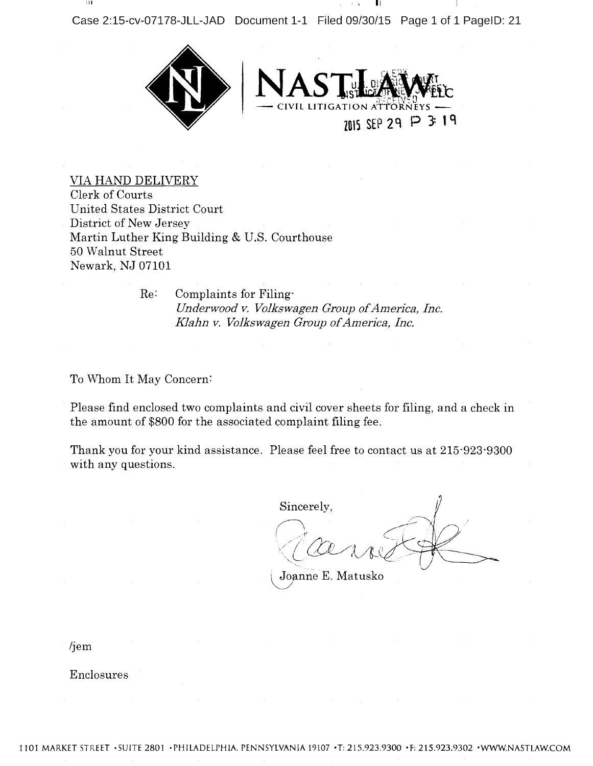NASTLAW LLC

— CIVIL LITIGATION ATTORNEYS —

2015 SEP 29 P 3:19

VIA HAND DELIVERY
Clerk of Courts
United States District Court
District of New Jersey
Martin Luther King Building & U.S. Courthouse
50 Walnut Street
Newark, NJ 07101

Re: Complaints for Filing-
*Underwood v. Volkswagen Group of America, Inc.*
*Klahn v. Volkswagen Group of America, Inc.*

To Whom It May Concern:

Please find enclosed two complaints and civil cover sheets for filing, and a check in the amount of $800 for the associated complaint filing fee.

Thank you for your kind assistance. Please feel free to contact us at 215-923-9300 with any questions.

Sincerely,

Joanne E. Matusko

/jem

Enclosures

1101 MARKET STREET • SUITE 2801 • PHILADELPHIA, PENNSYLVANIA 19107 • T: 215.923.9300 • F: 215.923.9302 • WWW.NASTLAW.COM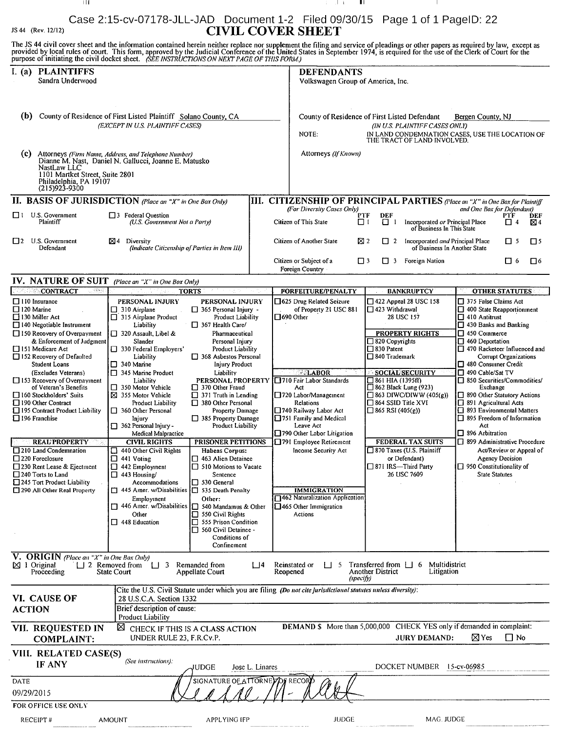JS 44 (Rev. 12/12)

# CIVIL COVER SHEET

The JS 44 civil cover sheet and the information contained herein neither replace nor supplement the filing and service of pleadings or other papers as required by law, except as provided by local rules of court. This form, approved by the Judicial Conference of the United States in September 1974, is required for the use of the Clerk of Court for the purpose of initiating the civil docket sheet. *(SEE INSTRUCTIONS ON NEXT PAGE OF THIS FORM.)*

## I. (a) PLAINTIFFS

Sandra Underwood

**DEFENDANTS**

Volkswagen Group of America, Inc.

**(b)** County of Residence of First Listed Plaintiff: Solano County, CA
*(EXCEPT IN U.S. PLAINTIFF CASES)*

County of Residence of First Listed Defendant: Bergen County, NJ
*(IN U.S. PLAINTIFF CASES ONLY)*

NOTE: IN LAND CONDEMNATION CASES, USE THE LOCATION OF THE TRACT OF LAND INVOLVED.

**(c)** Attorneys *(Firm Name, Address, and Telephone Number)*

Dianne M. Nast, Daniel N. Gallucci, Joanne E. Matusko
NastLaw LLC
1101 Martket Street, Suite 2801
Philadelphia, PA 19107
(215)923-9300

Attorneys *(If Known)*

## II. BASIS OF JURISDICTION *(Place an "X" in One Box Only)*

- ☐ 1 U.S. Government Plaintiff
- ☐ 3 Federal Question *(U.S. Government Not a Party)*
- ☐ 2 U.S. Government Defendant
- ☒ 4 Diversity *(Indicate Citizenship of Parties in Item III)*

## III. CITIZENSHIP OF PRINCIPAL PARTIES *(Place an "X" in One Box for Plaintiff and One Box for Defendant)* *(For Diversity Cases Only)*

| | PTF | DEF | | PTF | DEF |
|---|---|---|---|---|---|
| Citizen of This State | ☐ 1 | ☐ 1 | Incorporated *or* Principal Place of Business In This State | ☐ 4 | ☒ 4 |
| Citizen of Another State | ☒ 2 | ☐ 2 | Incorporated *and* Principal Place of Business In Another State | ☐ 5 | ☐ 5 |
| Citizen or Subject of a Foreign Country | ☐ 3 | ☐ 3 | Foreign Nation | ☐ 6 | ☐ 6 |

## IV. NATURE OF SUIT *(Place an "X" in One Box Only)*

**CONTRACT**
- ☐ 110 Insurance
- ☐ 120 Marine
- ☐ 130 Miller Act
- ☐ 140 Negotiable Instrument
- ☐ 150 Recovery of Overpayment & Enforcement of Judgment
- ☐ 151 Medicare Act
- ☐ 152 Recovery of Defaulted Student Loans (Excludes Veterans)
- ☐ 153 Recovery of Overpayment of Veteran's Benefits
- ☐ 160 Stockholders' Suits
- ☐ 190 Other Contract
- ☐ 195 Contract Product Liability
- ☐ 196 Franchise

**TORTS**

PERSONAL INJURY
- ☐ 310 Airplane
- ☐ 315 Airplane Product Liability
- ☐ 320 Assault, Libel & Slander
- ☐ 330 Federal Employers' Liability
- ☐ 340 Marine
- ☐ 345 Marine Product Liability
- ☐ 350 Motor Vehicle
- ☒ 355 Motor Vehicle Product Liability
- ☐ 360 Other Personal Injury
- ☐ 362 Personal Injury - Medical Malpractice

PERSONAL INJURY
- ☐ 365 Personal Injury - Product Liability
- ☐ 367 Health Care/ Pharmaceutical Personal Injury Product Liability
- ☐ 368 Asbestos Personal Injury Product Liability

PERSONAL PROPERTY
- ☐ 370 Other Fraud
- ☐ 371 Truth in Lending
- ☐ 380 Other Personal Property Damage
- ☐ 385 Property Damage Product Liability

**REAL PROPERTY**
- ☐ 210 Land Condemnation
- ☐ 220 Foreclosure
- ☐ 230 Rent Lease & Ejectment
- ☐ 240 Torts to Land
- ☐ 245 Tort Product Liability
- ☐ 290 All Other Real Property

**CIVIL RIGHTS**
- ☐ 440 Other Civil Rights
- ☐ 441 Voting
- ☐ 442 Employment
- ☐ 443 Housing/ Accommodations
- ☐ 445 Amer. w/Disabilities Employment
- ☐ 446 Amer. w/Disabilities Other
- ☐ 448 Education

**PRISONER PETITIONS**

Habeas Corpus:
- ☐ 463 Alien Detainee
- ☐ 510 Motions to Vacate Sentence
- ☐ 530 General
- ☐ 535 Death Penalty

Other:
- ☐ 540 Mandamus & Other
- ☐ 550 Civil Rights
- ☐ 555 Prison Condition
- ☐ 560 Civil Detainee - Conditions of Confinement

**FORFEITURE/PENALTY**
- ☐ 625 Drug Related Seizure of Property 21 USC 881
- ☐ 690 Other

**LABOR**
- ☐ 710 Fair Labor Standards Act
- ☐ 720 Labor/Management Relations
- ☐ 740 Railway Labor Act
- ☐ 751 Family and Medical Leave Act
- ☐ 790 Other Labor Litigation
- ☐ 791 Employee Retirement Income Security Act

**IMMIGRATION**
- ☐ 462 Naturalization Application
- ☐ 465 Other Immigration Actions

**BANKRUPTCY**
- ☐ 422 Appeal 28 USC 158
- ☐ 423 Withdrawal 28 USC 157

**PROPERTY RIGHTS**
- ☐ 820 Copyrights
- ☐ 830 Patent
- ☐ 840 Trademark

**SOCIAL SECURITY**
- ☐ 861 HIA (1395ff)
- ☐ 862 Black Lung (923)
- ☐ 863 DIWC/DIWW (405(g))
- ☐ 864 SSID Title XVI
- ☐ 865 RSI (405(g))

**FEDERAL TAX SUITS**
- ☐ 870 Taxes (U.S. Plaintiff or Defendant)
- ☐ 871 IRS—Third Party 26 USC 7609

**OTHER STATUTES**
- ☐ 375 False Claims Act
- ☐ 400 State Reapportionment
- ☐ 410 Antitrust
- ☐ 430 Banks and Banking
- ☐ 450 Commerce
- ☐ 460 Deportation
- ☐ 470 Racketeer Influenced and Corrupt Organizations
- ☐ 480 Consumer Credit
- ☐ 490 Cable/Sat TV
- ☐ 850 Securities/Commodities/ Exchange
- ☐ 890 Other Statutory Actions
- ☐ 891 Agricultural Acts
- ☐ 893 Environmental Matters
- ☐ 895 Freedom of Information Act
- ☐ 896 Arbitration
- ☐ 899 Administrative Procedure Act/Review or Appeal of Agency Decision
- ☐ 950 Constitutionality of State Statutes

## V. ORIGIN *(Place an "X" in One Box Only)*

- ☒ 1 Original Proceeding
- ☐ 2 Removed from State Court
- ☐ 3 Remanded from Appellate Court
- ☐ 4 Reinstated or Reopened
- ☐ 5 Transferred from Another District *(specify)*
- ☐ 6 Multidistrict Litigation

## VI. CAUSE OF ACTION

Cite the U.S. Civil Statute under which you are filing *(Do not cite jurisdictional statutes unless diversity)*: 28 U.S.C.A. Section 1332

Brief description of cause: Product Liability

## VII. REQUESTED IN COMPLAINT:

☒ CHECK IF THIS IS A CLASS ACTION UNDER RULE 23, F.R.Cv.P.

DEMAND $ More than 5,000,000

CHECK YES only if demanded in complaint: JURY DEMAND: ☒ Yes ☐ No

## VIII. RELATED CASE(S) IF ANY

*(See instructions)*: JUDGE Jose L. Linares  DOCKET NUMBER 15-cv-06985

DATE: 09/29/2015

SIGNATURE OF ATTORNEY OF RECORD: [signature]

FOR OFFICE USE ONLY

RECEIPT # | AMOUNT | APPLYING IFP | JUDGE | MAG. JUDGE